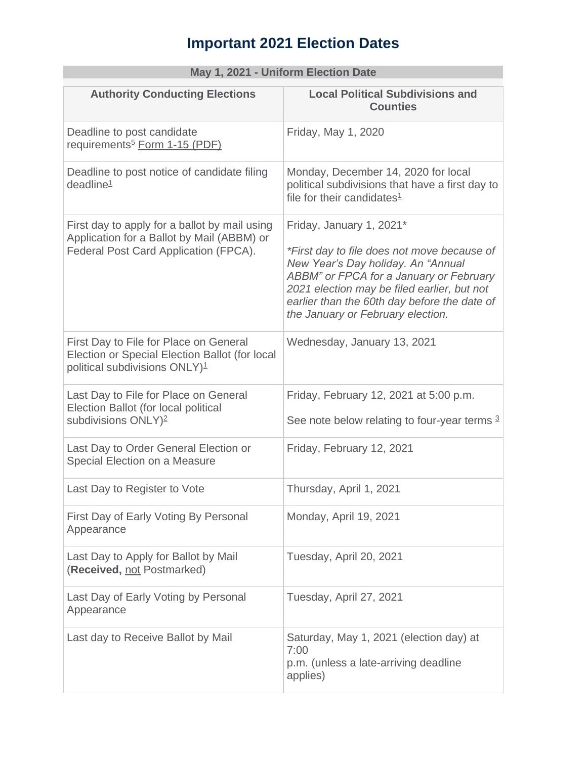# Important 2021 Election Dates

| May 1, 2021 - Uniform Election Date | |
|---|---|
| **Authority Conducting Elections** | **Local Political Subdivisions and Counties** |
| Deadline to post candidate requirements[5] Form 1-15 (PDF) | Friday, May 1, 2020 |
| Deadline to post notice of candidate filing deadline[1] | Monday, December 14, 2020 for local political subdivisions that have a first day to file for their candidates[1] |
| First day to apply for a ballot by mail using Application for a Ballot by Mail (ABBM) or Federal Post Card Application (FPCA). | Friday, January 1, 2021*<br><br>*\*First day to file does not move because of New Year's Day holiday. An "Annual ABBM" or FPCA for a January or February 2021 election may be filed earlier, but not earlier than the 60th day before the date of the January or February election.* |
| First Day to File for Place on General Election or Special Election Ballot (for local political subdivisions ONLY)[1] | Wednesday, January 13, 2021 |
| Last Day to File for Place on General Election Ballot (for local political subdivisions ONLY)[2] | Friday, February 12, 2021 at 5:00 p.m.<br><br>See note below relating to four-year terms [3] |
| Last Day to Order General Election or Special Election on a Measure | Friday, February 12, 2021 |
| Last Day to Register to Vote | Thursday, April 1, 2021 |
| First Day of Early Voting By Personal Appearance | Monday, April 19, 2021 |
| Last Day to Apply for Ballot by Mail (**Received,** not Postmarked) | Tuesday, April 20, 2021 |
| Last Day of Early Voting by Personal Appearance | Tuesday, April 27, 2021 |
| Last day to Receive Ballot by Mail | Saturday, May 1, 2021 (election day) at 7:00 p.m. (unless a late-arriving deadline applies) |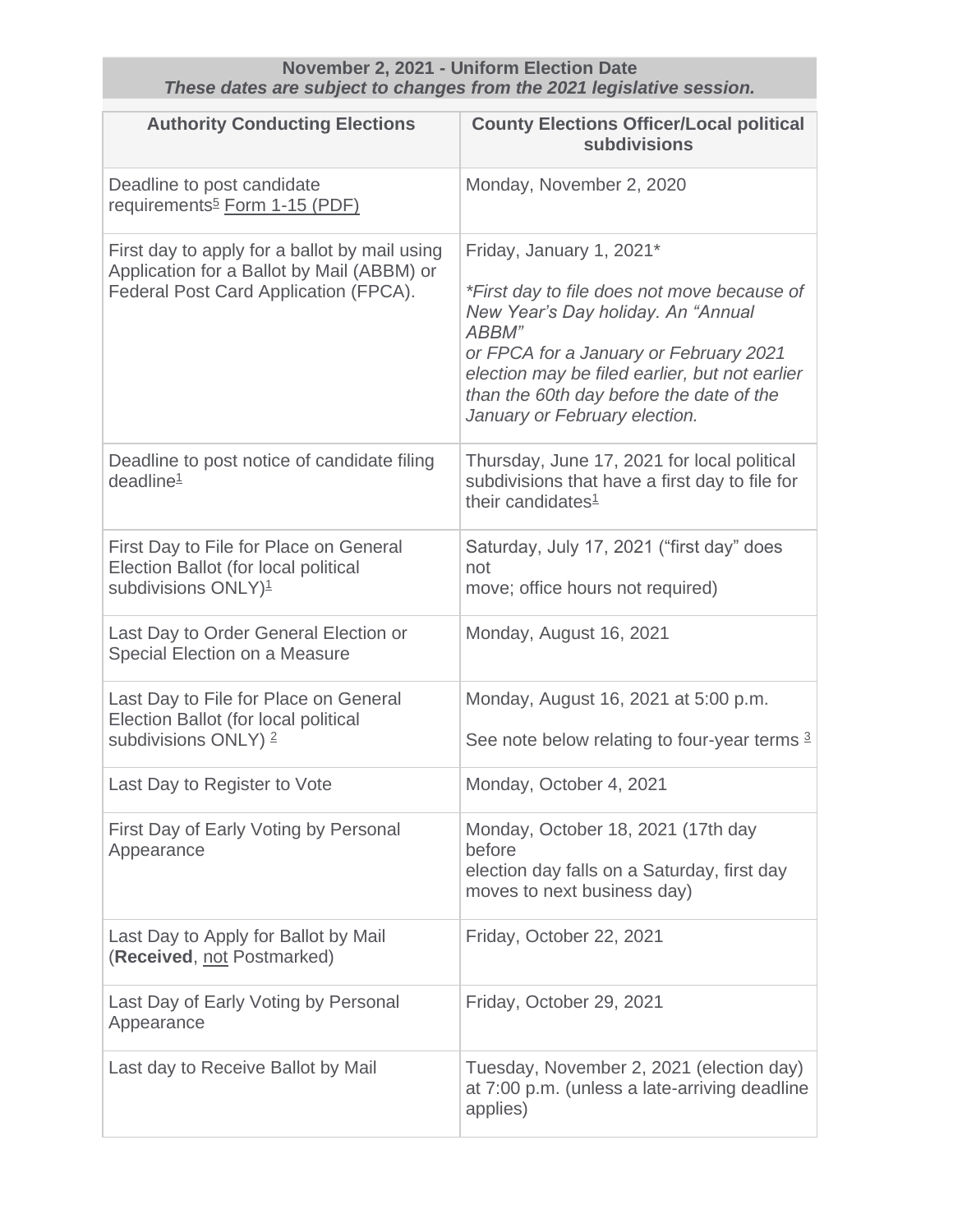**November 2, 2021 - Uniform Election Date**
***These dates are subject to changes from the 2021 legislative session.***

| Authority Conducting Elections | County Elections Officer/Local political subdivisions |
| --- | --- |
| Deadline to post candidate requirements[5] Form 1-15 (PDF) | Monday, November 2, 2020 |
| First day to apply for a ballot by mail using Application for a Ballot by Mail (ABBM) or Federal Post Card Application (FPCA). | Friday, January 1, 2021* <br><br> *\*First day to file does not move because of New Year's Day holiday. An "Annual ABBM" or FPCA for a January or February 2021 election may be filed earlier, but not earlier than the 60th day before the date of the January or February election.* |
| Deadline to post notice of candidate filing deadline[1] | Thursday, June 17, 2021 for local political subdivisions that have a first day to file for their candidates[1] |
| First Day to File for Place on General Election Ballot (for local political subdivisions ONLY)[1] | Saturday, July 17, 2021 ("first day" does not move; office hours not required) |
| Last Day to Order General Election or Special Election on a Measure | Monday, August 16, 2021 |
| Last Day to File for Place on General Election Ballot (for local political subdivisions ONLY) [2] | Monday, August 16, 2021 at 5:00 p.m. <br><br> See note below relating to four-year terms [3] |
| Last Day to Register to Vote | Monday, October 4, 2021 |
| First Day of Early Voting by Personal Appearance | Monday, October 18, 2021 (17th day before election day falls on a Saturday, first day moves to next business day) |
| Last Day to Apply for Ballot by Mail (**Received**, not Postmarked) | Friday, October 22, 2021 |
| Last Day of Early Voting by Personal Appearance | Friday, October 29, 2021 |
| Last day to Receive Ballot by Mail | Tuesday, November 2, 2021 (election day) at 7:00 p.m. (unless a late-arriving deadline applies) |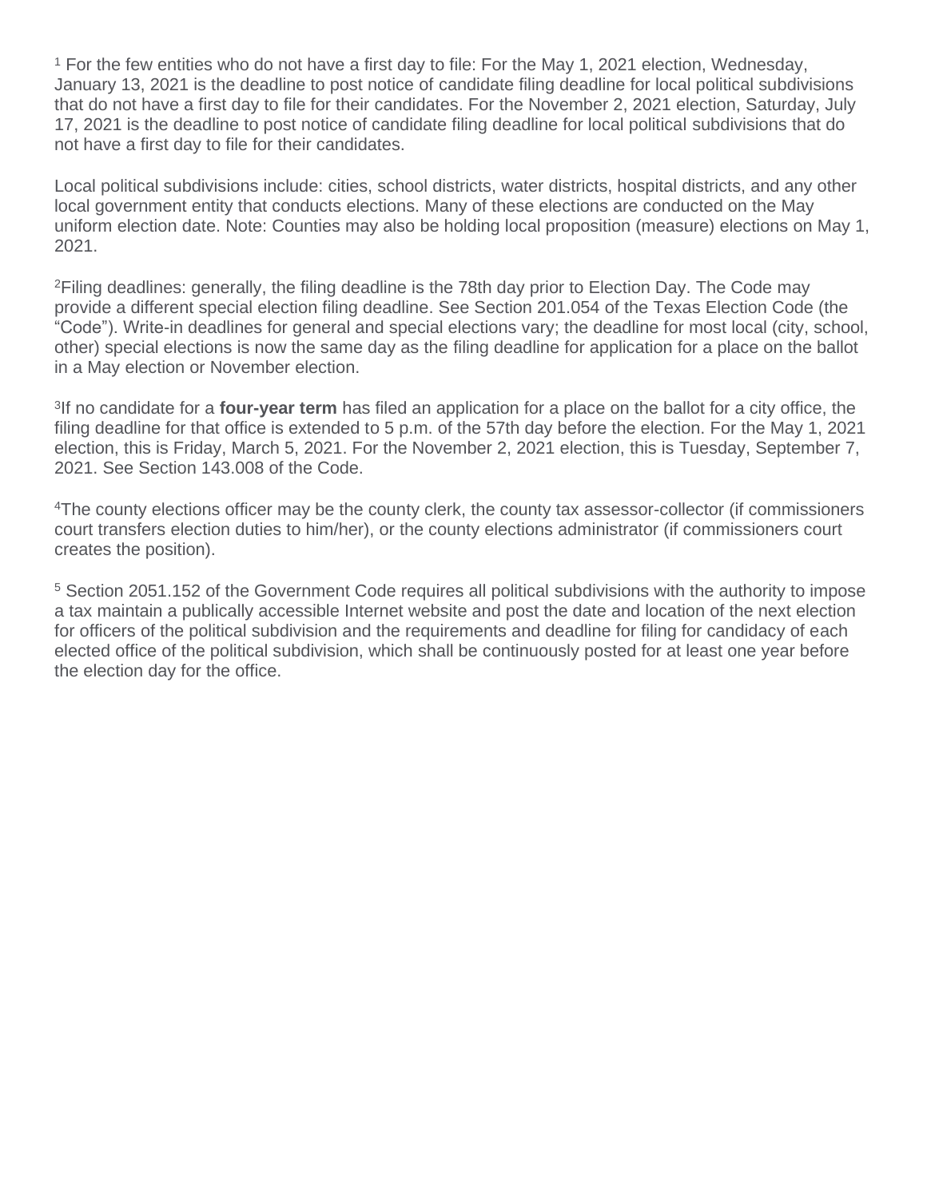[1] For the few entities who do not have a first day to file: For the May 1, 2021 election, Wednesday, January 13, 2021 is the deadline to post notice of candidate filing deadline for local political subdivisions that do not have a first day to file for their candidates. For the November 2, 2021 election, Saturday, July 17, 2021 is the deadline to post notice of candidate filing deadline for local political subdivisions that do not have a first day to file for their candidates.

Local political subdivisions include: cities, school districts, water districts, hospital districts, and any other local government entity that conducts elections. Many of these elections are conducted on the May uniform election date. Note: Counties may also be holding local proposition (measure) elections on May 1, 2021.

[2] Filing deadlines: generally, the filing deadline is the 78th day prior to Election Day. The Code may provide a different special election filing deadline. See Section 201.054 of the Texas Election Code (the "Code"). Write-in deadlines for general and special elections vary; the deadline for most local (city, school, other) special elections is now the same day as the filing deadline for application for a place on the ballot in a May election or November election.

[3] If no candidate for a **four-year term** has filed an application for a place on the ballot for a city office, the filing deadline for that office is extended to 5 p.m. of the 57th day before the election. For the May 1, 2021 election, this is Friday, March 5, 2021. For the November 2, 2021 election, this is Tuesday, September 7, 2021. See Section 143.008 of the Code.

[4] The county elections officer may be the county clerk, the county tax assessor-collector (if commissioners court transfers election duties to him/her), or the county elections administrator (if commissioners court creates the position).

[5] Section 2051.152 of the Government Code requires all political subdivisions with the authority to impose a tax maintain a publically accessible Internet website and post the date and location of the next election for officers of the political subdivision and the requirements and deadline for filing for candidacy of each elected office of the political subdivision, which shall be continuously posted for at least one year before the election day for the office.